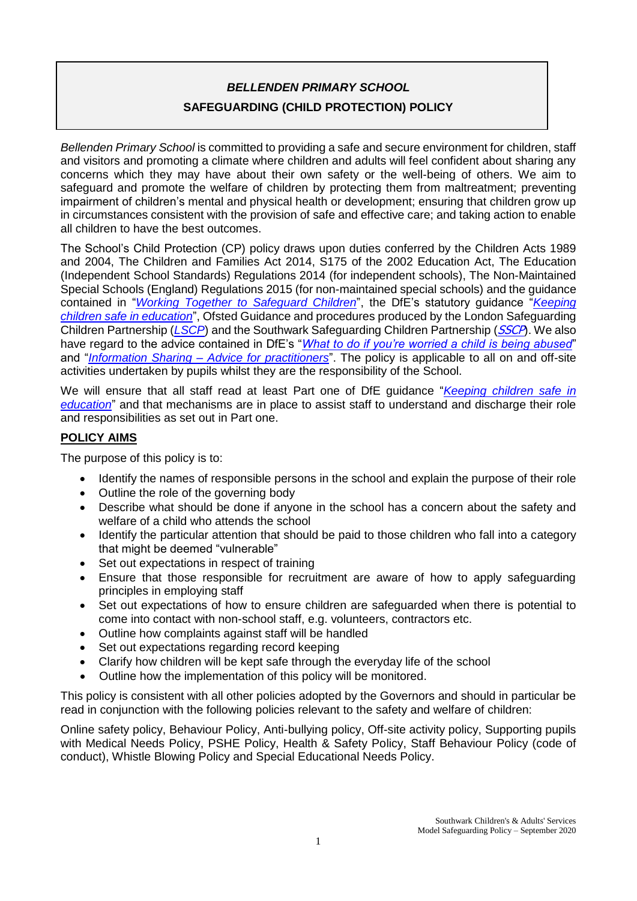# *BELLENDEN PRIMARY SCHOOL*

## SAFEGUARDING (CHILD PROTECTION) POLICY

*Bellenden Primary School* is committed to providing a safe and secure environment for children, staff and visitors and promoting a climate where children and adults will feel confident about sharing any concerns which they may have about their own safety or the well-being of others. We aim to safeguard and promote the welfare of children by protecting them from maltreatment; preventing impairment of children's mental and physical health or development; ensuring that children grow up in circumstances consistent with the provision of safe and effective care; and taking action to enable all children to have the best outcomes.

The School's Child Protection (CP) policy draws upon duties conferred by the Children Acts 1989 and 2004, The Children and Families Act 2014, S175 of the 2002 Education Act, The Education (Independent School Standards) Regulations 2014 (for independent schools), The Non-Maintained Special Schools (England) Regulations 2015 (for non-maintained special schools) and the guidance contained in "*Working Together to Safeguard Children*", the DfE's statutory guidance "*Keeping children safe in education*", Ofsted Guidance and procedures produced by the London Safeguarding Children Partnership (*LSCP*) and the Southwark Safeguarding Children Partnership (*SSCP*). We also have regard to the advice contained in DfE's "*What to do if you're worried a child is being abused*" and "*Information Sharing – Advice for practitioners*". The policy is applicable to all on and off-site activities undertaken by pupils whilst they are the responsibility of the School.

We will ensure that all staff read at least Part one of DfE guidance "*Keeping children safe in education*" and that mechanisms are in place to assist staff to understand and discharge their role and responsibilities as set out in Part one.

## POLICY AIMS

The purpose of this policy is to:

- Identify the names of responsible persons in the school and explain the purpose of their role
- Outline the role of the governing body
- Describe what should be done if anyone in the school has a concern about the safety and welfare of a child who attends the school
- Identify the particular attention that should be paid to those children who fall into a category that might be deemed "vulnerable"
- Set out expectations in respect of training
- Ensure that those responsible for recruitment are aware of how to apply safeguarding principles in employing staff
- Set out expectations of how to ensure children are safeguarded when there is potential to come into contact with non-school staff, e.g. volunteers, contractors etc.
- Outline how complaints against staff will be handled
- Set out expectations regarding record keeping
- Clarify how children will be kept safe through the everyday life of the school
- Outline how the implementation of this policy will be monitored.

This policy is consistent with all other policies adopted by the Governors and should in particular be read in conjunction with the following policies relevant to the safety and welfare of children:

Online safety policy, Behaviour Policy, Anti-bullying policy, Off-site activity policy, Supporting pupils with Medical Needs Policy, PSHE Policy, Health & Safety Policy, Staff Behaviour Policy (code of conduct), Whistle Blowing Policy and Special Educational Needs Policy.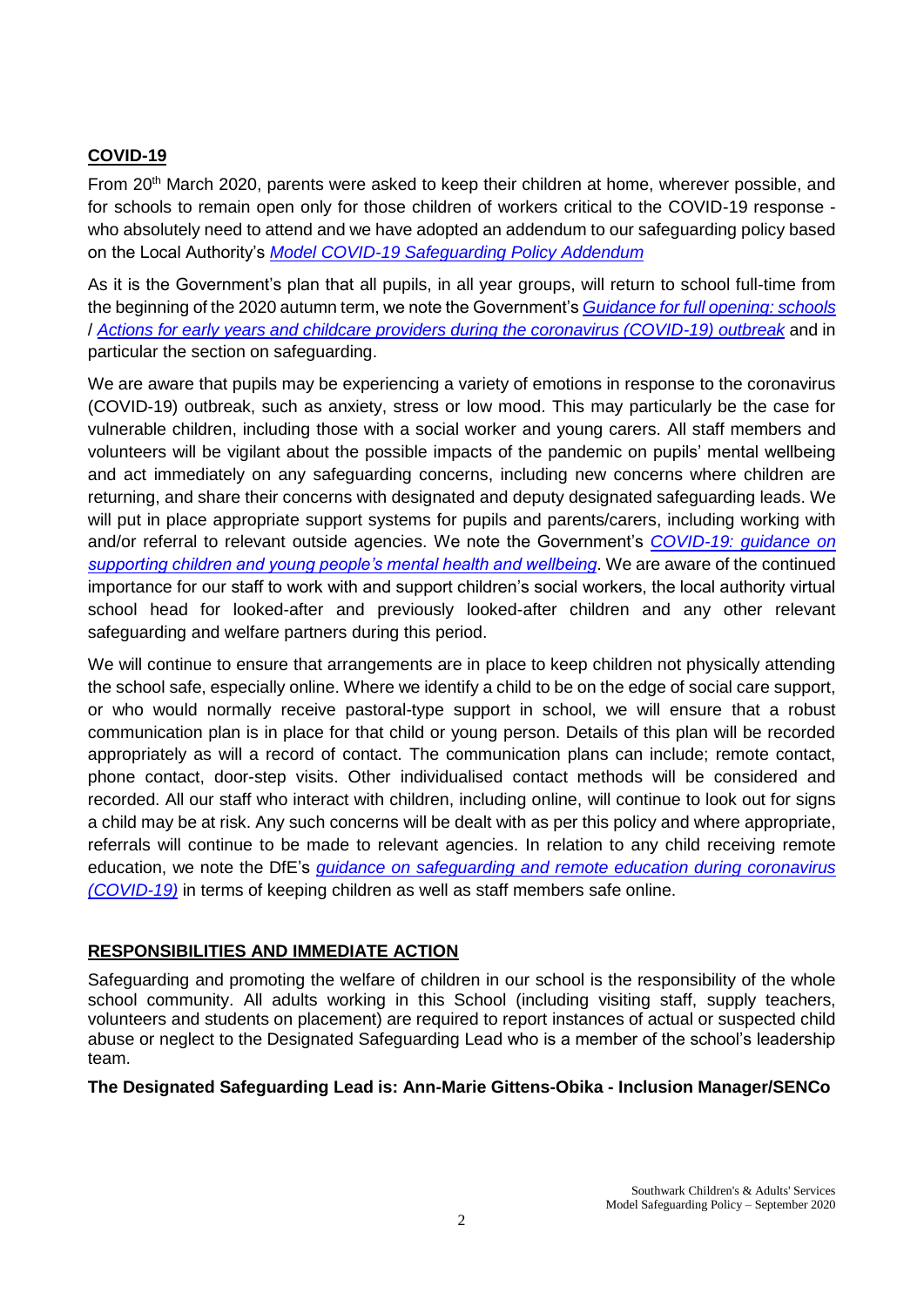## COVID-19

From 20th March 2020, parents were asked to keep their children at home, wherever possible, and for schools to remain open only for those children of workers critical to the COVID-19 response - who absolutely need to attend and we have adopted an addendum to our safeguarding policy based on the Local Authority's *Model COVID-19 Safeguarding Policy Addendum*

As it is the Government's plan that all pupils, in all year groups, will return to school full-time from the beginning of the 2020 autumn term, we note the Government's *Guidance for full opening: schools* / *Actions for early years and childcare providers during the coronavirus (COVID-19) outbreak* and in particular the section on safeguarding.

We are aware that pupils may be experiencing a variety of emotions in response to the coronavirus (COVID-19) outbreak, such as anxiety, stress or low mood. This may particularly be the case for vulnerable children, including those with a social worker and young carers. All staff members and volunteers will be vigilant about the possible impacts of the pandemic on pupils' mental wellbeing and act immediately on any safeguarding concerns, including new concerns where children are returning, and share their concerns with designated and deputy designated safeguarding leads. We will put in place appropriate support systems for pupils and parents/carers, including working with and/or referral to relevant outside agencies. We note the Government's *COVID-19: guidance on supporting children and young people's mental health and wellbeing*. We are aware of the continued importance for our staff to work with and support children's social workers, the local authority virtual school head for looked-after and previously looked-after children and any other relevant safeguarding and welfare partners during this period.

We will continue to ensure that arrangements are in place to keep children not physically attending the school safe, especially online. Where we identify a child to be on the edge of social care support, or who would normally receive pastoral-type support in school, we will ensure that a robust communication plan is in place for that child or young person. Details of this plan will be recorded appropriately as will a record of contact. The communication plans can include; remote contact, phone contact, door-step visits. Other individualised contact methods will be considered and recorded. All our staff who interact with children, including online, will continue to look out for signs a child may be at risk. Any such concerns will be dealt with as per this policy and where appropriate, referrals will continue to be made to relevant agencies. In relation to any child receiving remote education, we note the DfE's *guidance on safeguarding and remote education during coronavirus (COVID-19)* in terms of keeping children as well as staff members safe online.

## RESPONSIBILITIES AND IMMEDIATE ACTION

Safeguarding and promoting the welfare of children in our school is the responsibility of the whole school community. All adults working in this School (including visiting staff, supply teachers, volunteers and students on placement) are required to report instances of actual or suspected child abuse or neglect to the Designated Safeguarding Lead who is a member of the school's leadership team.

**The Designated Safeguarding Lead is: Ann-Marie Gittens-Obika - Inclusion Manager/SENCo**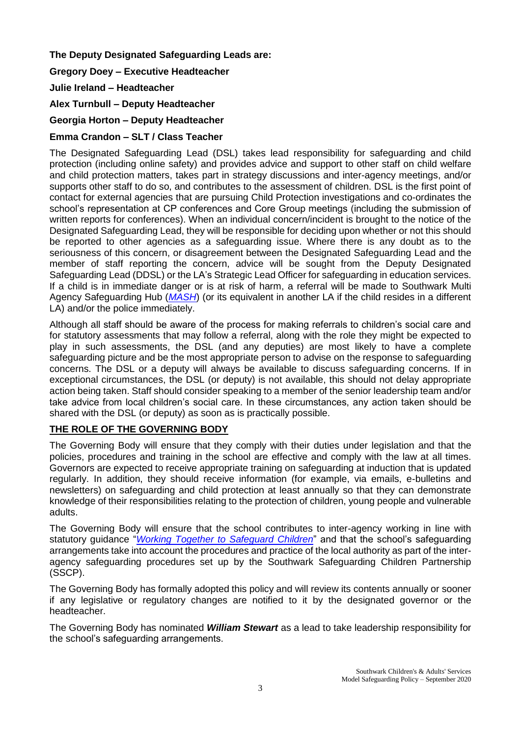**The Deputy Designated Safeguarding Leads are:**

**Gregory Doey – Executive Headteacher**

**Julie Ireland – Headteacher**

**Alex Turnbull – Deputy Headteacher**

**Georgia Horton – Deputy Headteacher**

**Emma Crandon – SLT / Class Teacher**

The Designated Safeguarding Lead (DSL) takes lead responsibility for safeguarding and child protection (including online safety) and provides advice and support to other staff on child welfare and child protection matters, takes part in strategy discussions and inter-agency meetings, and/or supports other staff to do so, and contributes to the assessment of children. DSL is the first point of contact for external agencies that are pursuing Child Protection investigations and co-ordinates the school's representation at CP conferences and Core Group meetings (including the submission of written reports for conferences). When an individual concern/incident is brought to the notice of the Designated Safeguarding Lead, they will be responsible for deciding upon whether or not this should be reported to other agencies as a safeguarding issue. Where there is any doubt as to the seriousness of this concern, or disagreement between the Designated Safeguarding Lead and the member of staff reporting the concern, advice will be sought from the Deputy Designated Safeguarding Lead (DDSL) or the LA's Strategic Lead Officer for safeguarding in education services. If a child is in immediate danger or is at risk of harm, a referral will be made to Southwark Multi Agency Safeguarding Hub (*MASH*) (or its equivalent in another LA if the child resides in a different LA) and/or the police immediately.

Although all staff should be aware of the process for making referrals to children's social care and for statutory assessments that may follow a referral, along with the role they might be expected to play in such assessments, the DSL (and any deputies) are most likely to have a complete safeguarding picture and be the most appropriate person to advise on the response to safeguarding concerns. The DSL or a deputy will always be available to discuss safeguarding concerns. If in exceptional circumstances, the DSL (or deputy) is not available, this should not delay appropriate action being taken. Staff should consider speaking to a member of the senior leadership team and/or take advice from local children's social care. In these circumstances, any action taken should be shared with the DSL (or deputy) as soon as is practically possible.

## THE ROLE OF THE GOVERNING BODY

The Governing Body will ensure that they comply with their duties under legislation and that the policies, procedures and training in the school are effective and comply with the law at all times. Governors are expected to receive appropriate training on safeguarding at induction that is updated regularly. In addition, they should receive information (for example, via emails, e-bulletins and newsletters) on safeguarding and child protection at least annually so that they can demonstrate knowledge of their responsibilities relating to the protection of children, young people and vulnerable adults.

The Governing Body will ensure that the school contributes to inter-agency working in line with statutory guidance "*Working Together to Safeguard Children*" and that the school's safeguarding arrangements take into account the procedures and practice of the local authority as part of the inter-agency safeguarding procedures set up by the Southwark Safeguarding Children Partnership (SSCP).

The Governing Body has formally adopted this policy and will review its contents annually or sooner if any legislative or regulatory changes are notified to it by the designated governor or the headteacher.

The Governing Body has nominated ***William Stewart*** as a lead to take leadership responsibility for the school's safeguarding arrangements.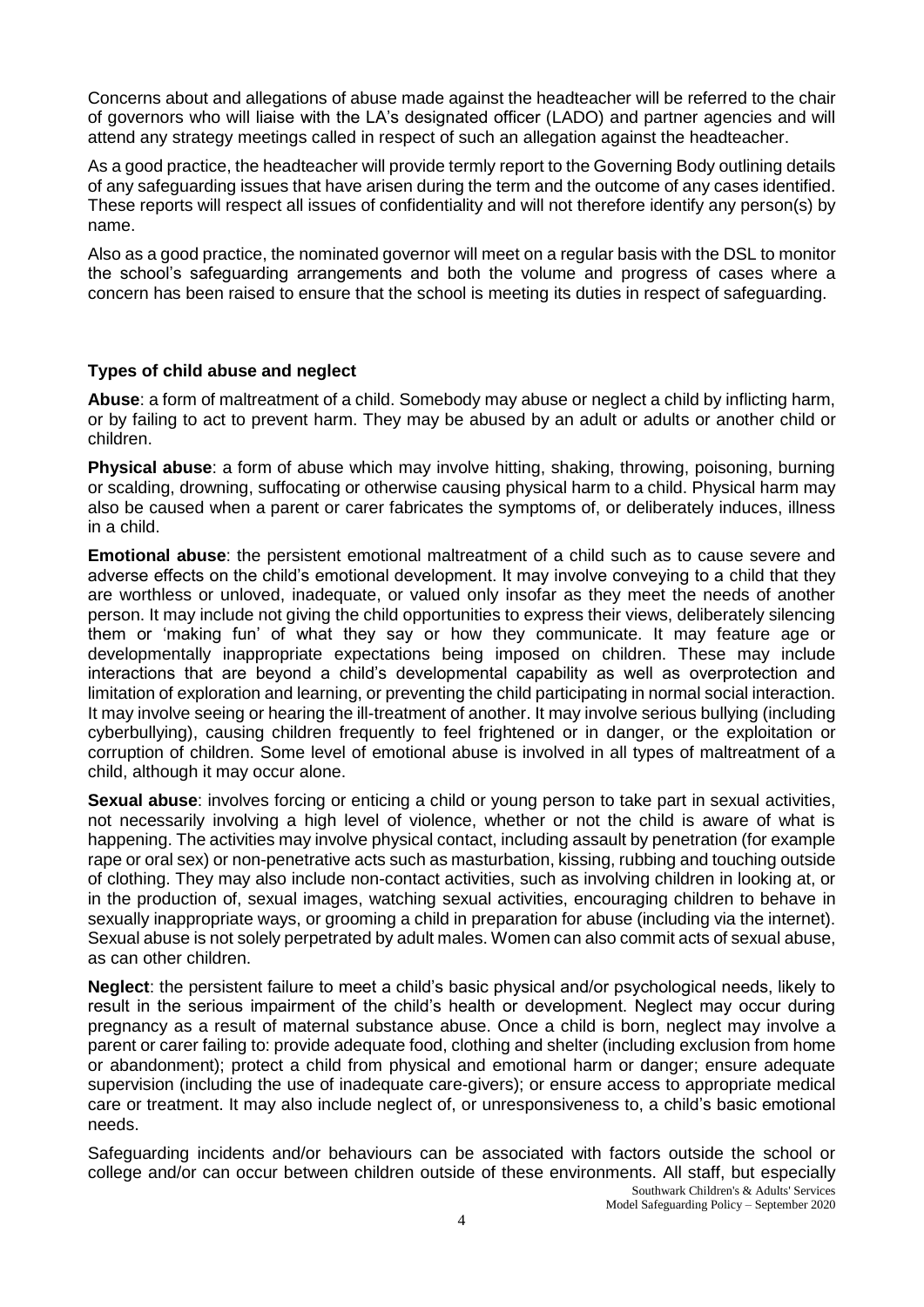Concerns about and allegations of abuse made against the headteacher will be referred to the chair of governors who will liaise with the LA's designated officer (LADO) and partner agencies and will attend any strategy meetings called in respect of such an allegation against the headteacher.

As a good practice, the headteacher will provide termly report to the Governing Body outlining details of any safeguarding issues that have arisen during the term and the outcome of any cases identified. These reports will respect all issues of confidentiality and will not therefore identify any person(s) by name.

Also as a good practice, the nominated governor will meet on a regular basis with the DSL to monitor the school's safeguarding arrangements and both the volume and progress of cases where a concern has been raised to ensure that the school is meeting its duties in respect of safeguarding.

### Types of child abuse and neglect

**Abuse**: a form of maltreatment of a child. Somebody may abuse or neglect a child by inflicting harm, or by failing to act to prevent harm. They may be abused by an adult or adults or another child or children.

**Physical abuse**: a form of abuse which may involve hitting, shaking, throwing, poisoning, burning or scalding, drowning, suffocating or otherwise causing physical harm to a child. Physical harm may also be caused when a parent or carer fabricates the symptoms of, or deliberately induces, illness in a child.

**Emotional abuse**: the persistent emotional maltreatment of a child such as to cause severe and adverse effects on the child's emotional development. It may involve conveying to a child that they are worthless or unloved, inadequate, or valued only insofar as they meet the needs of another person. It may include not giving the child opportunities to express their views, deliberately silencing them or 'making fun' of what they say or how they communicate. It may feature age or developmentally inappropriate expectations being imposed on children. These may include interactions that are beyond a child's developmental capability as well as overprotection and limitation of exploration and learning, or preventing the child participating in normal social interaction. It may involve seeing or hearing the ill-treatment of another. It may involve serious bullying (including cyberbullying), causing children frequently to feel frightened or in danger, or the exploitation or corruption of children. Some level of emotional abuse is involved in all types of maltreatment of a child, although it may occur alone.

**Sexual abuse**: involves forcing or enticing a child or young person to take part in sexual activities, not necessarily involving a high level of violence, whether or not the child is aware of what is happening. The activities may involve physical contact, including assault by penetration (for example rape or oral sex) or non-penetrative acts such as masturbation, kissing, rubbing and touching outside of clothing. They may also include non-contact activities, such as involving children in looking at, or in the production of, sexual images, watching sexual activities, encouraging children to behave in sexually inappropriate ways, or grooming a child in preparation for abuse (including via the internet). Sexual abuse is not solely perpetrated by adult males. Women can also commit acts of sexual abuse, as can other children.

**Neglect**: the persistent failure to meet a child's basic physical and/or psychological needs, likely to result in the serious impairment of the child's health or development. Neglect may occur during pregnancy as a result of maternal substance abuse. Once a child is born, neglect may involve a parent or carer failing to: provide adequate food, clothing and shelter (including exclusion from home or abandonment); protect a child from physical and emotional harm or danger; ensure adequate supervision (including the use of inadequate care-givers); or ensure access to appropriate medical care or treatment. It may also include neglect of, or unresponsiveness to, a child's basic emotional needs.

Safeguarding incidents and/or behaviours can be associated with factors outside the school or college and/or can occur between children outside of these environments. All staff, but especially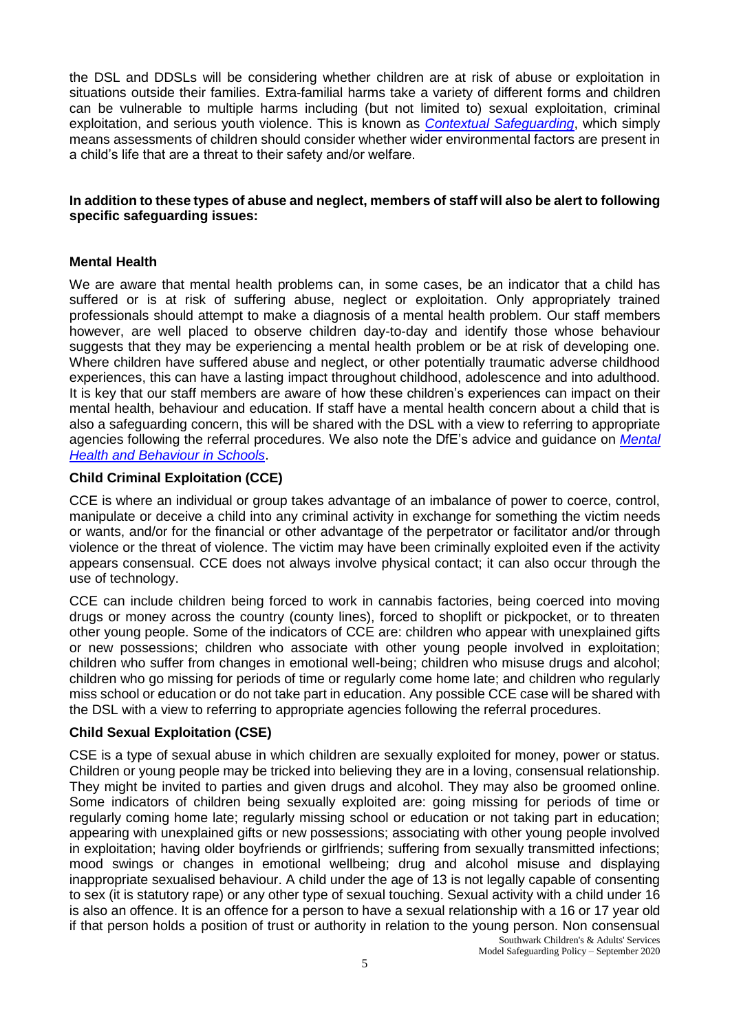the DSL and DDSLs will be considering whether children are at risk of abuse or exploitation in situations outside their families. Extra-familial harms take a variety of different forms and children can be vulnerable to multiple harms including (but not limited to) sexual exploitation, criminal exploitation, and serious youth violence. This is known as [*Contextual Safeguarding*](), which simply means assessments of children should consider whether wider environmental factors are present in a child's life that are a threat to their safety and/or welfare.

**In addition to these types of abuse and neglect, members of staff will also be alert to following specific safeguarding issues:**

**Mental Health**

We are aware that mental health problems can, in some cases, be an indicator that a child has suffered or is at risk of suffering abuse, neglect or exploitation. Only appropriately trained professionals should attempt to make a diagnosis of a mental health problem. Our staff members however, are well placed to observe children day-to-day and identify those whose behaviour suggests that they may be experiencing a mental health problem or be at risk of developing one. Where children have suffered abuse and neglect, or other potentially traumatic adverse childhood experiences, this can have a lasting impact throughout childhood, adolescence and into adulthood. It is key that our staff members are aware of how these children's experiences can impact on their mental health, behaviour and education. If staff have a mental health concern about a child that is also a safeguarding concern, this will be shared with the DSL with a view to referring to appropriate agencies following the referral procedures. We also note the DfE's advice and guidance on [*Mental Health and Behaviour in Schools*]().

**Child Criminal Exploitation (CCE)**

CCE is where an individual or group takes advantage of an imbalance of power to coerce, control, manipulate or deceive a child into any criminal activity in exchange for something the victim needs or wants, and/or for the financial or other advantage of the perpetrator or facilitator and/or through violence or the threat of violence. The victim may have been criminally exploited even if the activity appears consensual. CCE does not always involve physical contact; it can also occur through the use of technology.

CCE can include children being forced to work in cannabis factories, being coerced into moving drugs or money across the country (county lines), forced to shoplift or pickpocket, or to threaten other young people. Some of the indicators of CCE are: children who appear with unexplained gifts or new possessions; children who associate with other young people involved in exploitation; children who suffer from changes in emotional well-being; children who misuse drugs and alcohol; children who go missing for periods of time or regularly come home late; and children who regularly miss school or education or do not take part in education. Any possible CCE case will be shared with the DSL with a view to referring to appropriate agencies following the referral procedures.

**Child Sexual Exploitation (CSE)**

CSE is a type of sexual abuse in which children are sexually exploited for money, power or status. Children or young people may be tricked into believing they are in a loving, consensual relationship. They might be invited to parties and given drugs and alcohol. They may also be groomed online. Some indicators of children being sexually exploited are: going missing for periods of time or regularly coming home late; regularly missing school or education or not taking part in education; appearing with unexplained gifts or new possessions; associating with other young people involved in exploitation; having older boyfriends or girlfriends; suffering from sexually transmitted infections; mood swings or changes in emotional wellbeing; drug and alcohol misuse and displaying inappropriate sexualised behaviour. A child under the age of 13 is not legally capable of consenting to sex (it is statutory rape) or any other type of sexual touching. Sexual activity with a child under 16 is also an offence. It is an offence for a person to have a sexual relationship with a 16 or 17 year old if that person holds a position of trust or authority in relation to the young person. Non consensual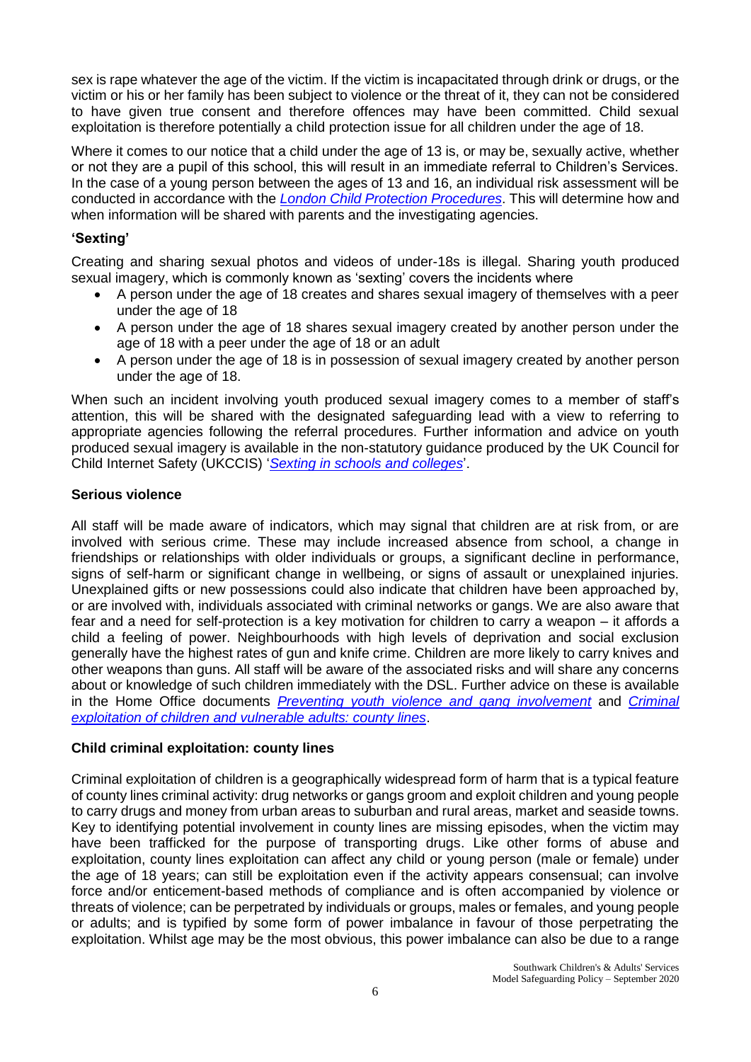sex is rape whatever the age of the victim. If the victim is incapacitated through drink or drugs, or the victim or his or her family has been subject to violence or the threat of it, they can not be considered to have given true consent and therefore offences may have been committed. Child sexual exploitation is therefore potentially a child protection issue for all children under the age of 18.

Where it comes to our notice that a child under the age of 13 is, or may be, sexually active, whether or not they are a pupil of this school, this will result in an immediate referral to Children's Services. In the case of a young person between the ages of 13 and 16, an individual risk assessment will be conducted in accordance with the *London Child Protection Procedures*. This will determine how and when information will be shared with parents and the investigating agencies.

### 'Sexting'

Creating and sharing sexual photos and videos of under-18s is illegal. Sharing youth produced sexual imagery, which is commonly known as 'sexting' covers the incidents where

- A person under the age of 18 creates and shares sexual imagery of themselves with a peer under the age of 18
- A person under the age of 18 shares sexual imagery created by another person under the age of 18 with a peer under the age of 18 or an adult
- A person under the age of 18 is in possession of sexual imagery created by another person under the age of 18.

When such an incident involving youth produced sexual imagery comes to a member of staff's attention, this will be shared with the designated safeguarding lead with a view to referring to appropriate agencies following the referral procedures. Further information and advice on youth produced sexual imagery is available in the non-statutory guidance produced by the UK Council for Child Internet Safety (UKCCIS) '*Sexting in schools and colleges*'.

### Serious violence

All staff will be made aware of indicators, which may signal that children are at risk from, or are involved with serious crime. These may include increased absence from school, a change in friendships or relationships with older individuals or groups, a significant decline in performance, signs of self-harm or significant change in wellbeing, or signs of assault or unexplained injuries. Unexplained gifts or new possessions could also indicate that children have been approached by, or are involved with, individuals associated with criminal networks or gangs. We are also aware that fear and a need for self-protection is a key motivation for children to carry a weapon – it affords a child a feeling of power. Neighbourhoods with high levels of deprivation and social exclusion generally have the highest rates of gun and knife crime. Children are more likely to carry knives and other weapons than guns. All staff will be aware of the associated risks and will share any concerns about or knowledge of such children immediately with the DSL. Further advice on these is available in the Home Office documents *Preventing youth violence and gang involvement* and *Criminal exploitation of children and vulnerable adults: county lines*.

### Child criminal exploitation: county lines

Criminal exploitation of children is a geographically widespread form of harm that is a typical feature of county lines criminal activity: drug networks or gangs groom and exploit children and young people to carry drugs and money from urban areas to suburban and rural areas, market and seaside towns. Key to identifying potential involvement in county lines are missing episodes, when the victim may have been trafficked for the purpose of transporting drugs. Like other forms of abuse and exploitation, county lines exploitation can affect any child or young person (male or female) under the age of 18 years; can still be exploitation even if the activity appears consensual; can involve force and/or enticement-based methods of compliance and is often accompanied by violence or threats of violence; can be perpetrated by individuals or groups, males or females, and young people or adults; and is typified by some form of power imbalance in favour of those perpetrating the exploitation. Whilst age may be the most obvious, this power imbalance can also be due to a range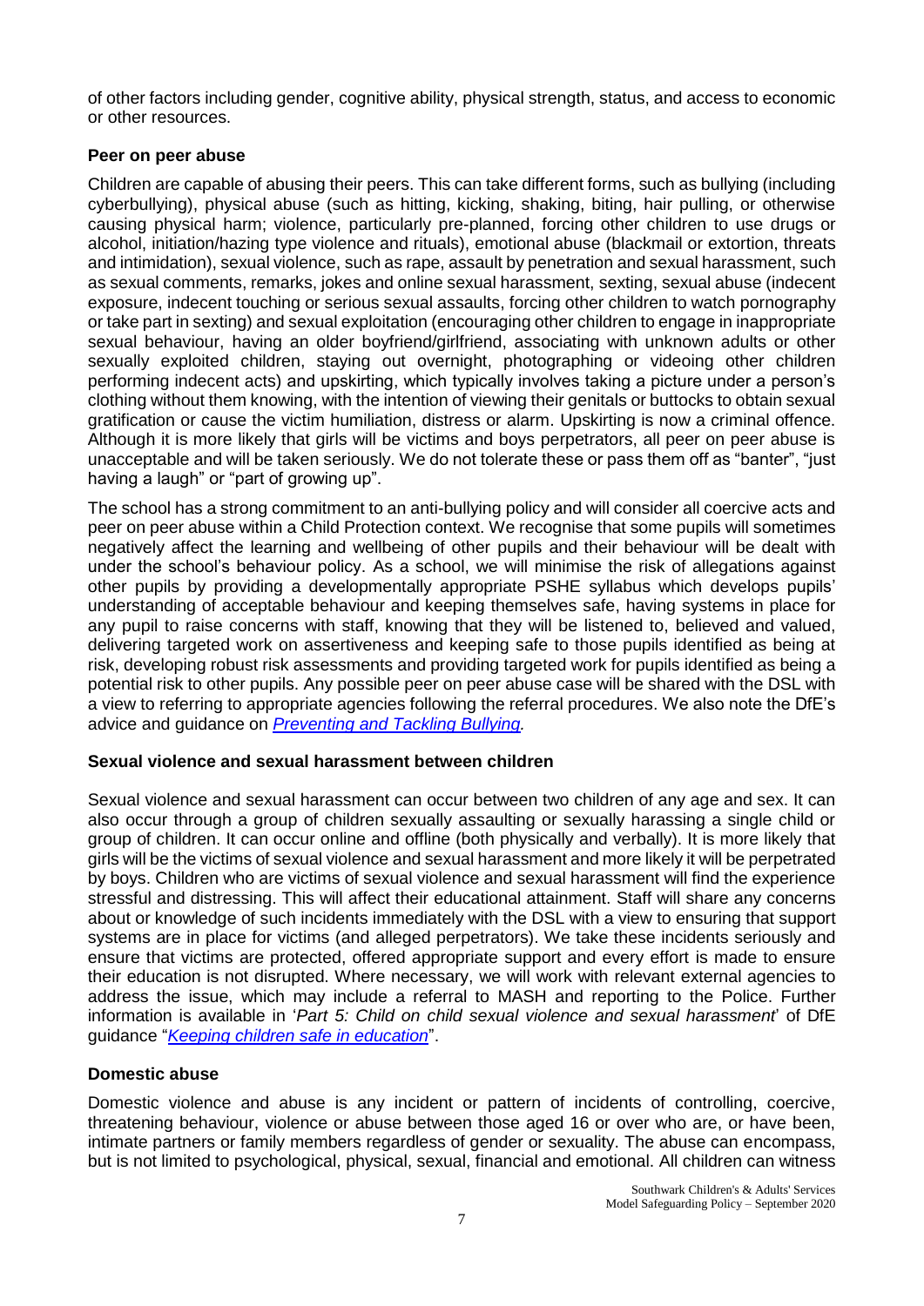of other factors including gender, cognitive ability, physical strength, status, and access to economic or other resources.

**Peer on peer abuse**

Children are capable of abusing their peers. This can take different forms, such as bullying (including cyberbullying), physical abuse (such as hitting, kicking, shaking, biting, hair pulling, or otherwise causing physical harm; violence, particularly pre-planned, forcing other children to use drugs or alcohol, initiation/hazing type violence and rituals), emotional abuse (blackmail or extortion, threats and intimidation), sexual violence, such as rape, assault by penetration and sexual harassment, such as sexual comments, remarks, jokes and online sexual harassment, sexting, sexual abuse (indecent exposure, indecent touching or serious sexual assaults, forcing other children to watch pornography or take part in sexting) and sexual exploitation (encouraging other children to engage in inappropriate sexual behaviour, having an older boyfriend/girlfriend, associating with unknown adults or other sexually exploited children, staying out overnight, photographing or videoing other children performing indecent acts) and upskirting, which typically involves taking a picture under a person's clothing without them knowing, with the intention of viewing their genitals or buttocks to obtain sexual gratification or cause the victim humiliation, distress or alarm. Upskirting is now a criminal offence. Although it is more likely that girls will be victims and boys perpetrators, all peer on peer abuse is unacceptable and will be taken seriously. We do not tolerate these or pass them off as "banter", "just having a laugh" or "part of growing up".

The school has a strong commitment to an anti-bullying policy and will consider all coercive acts and peer on peer abuse within a Child Protection context. We recognise that some pupils will sometimes negatively affect the learning and wellbeing of other pupils and their behaviour will be dealt with under the school's behaviour policy. As a school, we will minimise the risk of allegations against other pupils by providing a developmentally appropriate PSHE syllabus which develops pupils' understanding of acceptable behaviour and keeping themselves safe, having systems in place for any pupil to raise concerns with staff, knowing that they will be listened to, believed and valued, delivering targeted work on assertiveness and keeping safe to those pupils identified as being at risk, developing robust risk assessments and providing targeted work for pupils identified as being a potential risk to other pupils. Any possible peer on peer abuse case will be shared with the DSL with a view to referring to appropriate agencies following the referral procedures. We also note the DfE's advice and guidance on *Preventing and Tackling Bullying.*

**Sexual violence and sexual harassment between children**

Sexual violence and sexual harassment can occur between two children of any age and sex. It can also occur through a group of children sexually assaulting or sexually harassing a single child or group of children. It can occur online and offline (both physically and verbally). It is more likely that girls will be the victims of sexual violence and sexual harassment and more likely it will be perpetrated by boys. Children who are victims of sexual violence and sexual harassment will find the experience stressful and distressing. This will affect their educational attainment. Staff will share any concerns about or knowledge of such incidents immediately with the DSL with a view to ensuring that support systems are in place for victims (and alleged perpetrators). We take these incidents seriously and ensure that victims are protected, offered appropriate support and every effort is made to ensure their education is not disrupted. Where necessary, we will work with relevant external agencies to address the issue, which may include a referral to MASH and reporting to the Police. Further information is available in '*Part 5: Child on child sexual violence and sexual harassment*' of DfE guidance "*Keeping children safe in education*".

**Domestic abuse**

Domestic violence and abuse is any incident or pattern of incidents of controlling, coercive, threatening behaviour, violence or abuse between those aged 16 or over who are, or have been, intimate partners or family members regardless of gender or sexuality. The abuse can encompass, but is not limited to psychological, physical, sexual, financial and emotional. All children can witness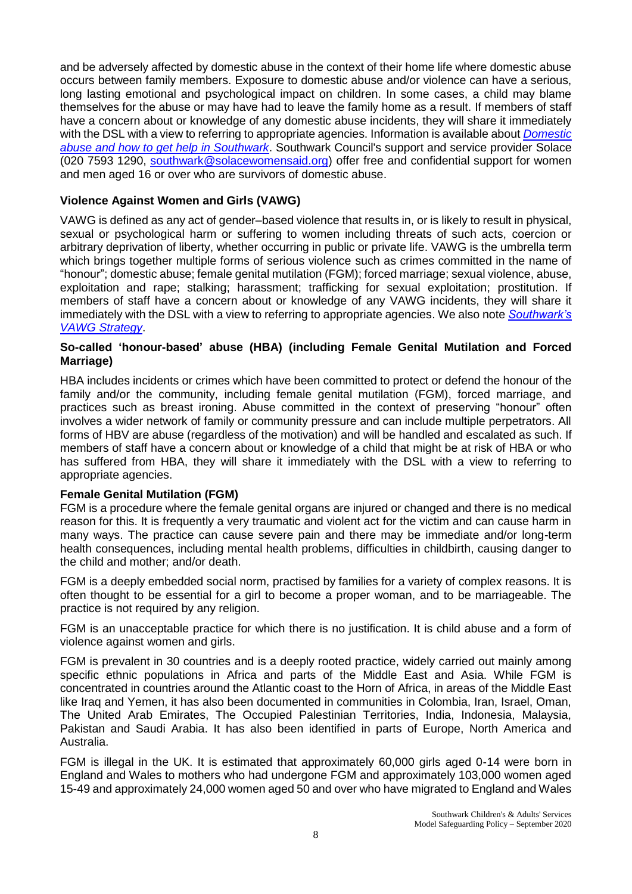and be adversely affected by domestic abuse in the context of their home life where domestic abuse occurs between family members. Exposure to domestic abuse and/or violence can have a serious, long lasting emotional and psychological impact on children. In some cases, a child may blame themselves for the abuse or may have had to leave the family home as a result. If members of staff have a concern about or knowledge of any domestic abuse incidents, they will share it immediately with the DSL with a view to referring to appropriate agencies. Information is available about *Domestic abuse and how to get help in Southwark*. Southwark Council's support and service provider Solace (020 7593 1290, southwark@solacewomensaid.org) offer free and confidential support for women and men aged 16 or over who are survivors of domestic abuse.

### Violence Against Women and Girls (VAWG)

VAWG is defined as any act of gender–based violence that results in, or is likely to result in physical, sexual or psychological harm or suffering to women including threats of such acts, coercion or arbitrary deprivation of liberty, whether occurring in public or private life. VAWG is the umbrella term which brings together multiple forms of serious violence such as crimes committed in the name of "honour"; domestic abuse; female genital mutilation (FGM); forced marriage; sexual violence, abuse, exploitation and rape; stalking; harassment; trafficking for sexual exploitation; prostitution. If members of staff have a concern about or knowledge of any VAWG incidents, they will share it immediately with the DSL with a view to referring to appropriate agencies. We also note *Southwark's VAWG Strategy*.

### So-called 'honour-based' abuse (HBA) (including Female Genital Mutilation and Forced Marriage)

HBA includes incidents or crimes which have been committed to protect or defend the honour of the family and/or the community, including female genital mutilation (FGM), forced marriage, and practices such as breast ironing. Abuse committed in the context of preserving "honour" often involves a wider network of family or community pressure and can include multiple perpetrators. All forms of HBV are abuse (regardless of the motivation) and will be handled and escalated as such. If members of staff have a concern about or knowledge of a child that might be at risk of HBA or who has suffered from HBA, they will share it immediately with the DSL with a view to referring to appropriate agencies.

### Female Genital Mutilation (FGM)

FGM is a procedure where the female genital organs are injured or changed and there is no medical reason for this. It is frequently a very traumatic and violent act for the victim and can cause harm in many ways. The practice can cause severe pain and there may be immediate and/or long-term health consequences, including mental health problems, difficulties in childbirth, causing danger to the child and mother; and/or death.

FGM is a deeply embedded social norm, practised by families for a variety of complex reasons. It is often thought to be essential for a girl to become a proper woman, and to be marriageable. The practice is not required by any religion.

FGM is an unacceptable practice for which there is no justification. It is child abuse and a form of violence against women and girls.

FGM is prevalent in 30 countries and is a deeply rooted practice, widely carried out mainly among specific ethnic populations in Africa and parts of the Middle East and Asia. While FGM is concentrated in countries around the Atlantic coast to the Horn of Africa, in areas of the Middle East like Iraq and Yemen, it has also been documented in communities in Colombia, Iran, Israel, Oman, The United Arab Emirates, The Occupied Palestinian Territories, India, Indonesia, Malaysia, Pakistan and Saudi Arabia. It has also been identified in parts of Europe, North America and Australia.

FGM is illegal in the UK. It is estimated that approximately 60,000 girls aged 0-14 were born in England and Wales to mothers who had undergone FGM and approximately 103,000 women aged 15-49 and approximately 24,000 women aged 50 and over who have migrated to England and Wales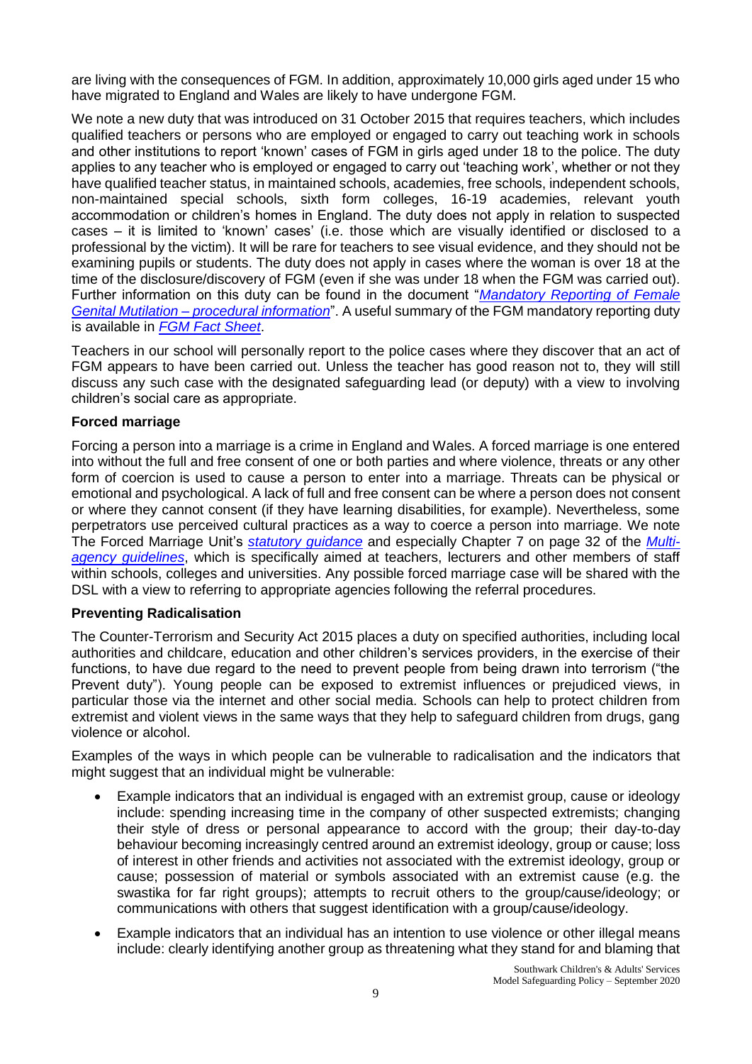are living with the consequences of FGM. In addition, approximately 10,000 girls aged under 15 who have migrated to England and Wales are likely to have undergone FGM.

We note a new duty that was introduced on 31 October 2015 that requires teachers, which includes qualified teachers or persons who are employed or engaged to carry out teaching work in schools and other institutions to report 'known' cases of FGM in girls aged under 18 to the police. The duty applies to any teacher who is employed or engaged to carry out 'teaching work', whether or not they have qualified teacher status, in maintained schools, academies, free schools, independent schools, non-maintained special schools, sixth form colleges, 16-19 academies, relevant youth accommodation or children's homes in England. The duty does not apply in relation to suspected cases – it is limited to 'known' cases' (i.e. those which are visually identified or disclosed to a professional by the victim). It will be rare for teachers to see visual evidence, and they should not be examining pupils or students. The duty does not apply in cases where the woman is over 18 at the time of the disclosure/discovery of FGM (even if she was under 18 when the FGM was carried out). Further information on this duty can be found in the document "*Mandatory Reporting of Female Genital Mutilation – procedural information*". A useful summary of the FGM mandatory reporting duty is available in *FGM Fact Sheet*.

Teachers in our school will personally report to the police cases where they discover that an act of FGM appears to have been carried out. Unless the teacher has good reason not to, they will still discuss any such case with the designated safeguarding lead (or deputy) with a view to involving children's social care as appropriate.

**Forced marriage**

Forcing a person into a marriage is a crime in England and Wales. A forced marriage is one entered into without the full and free consent of one or both parties and where violence, threats or any other form of coercion is used to cause a person to enter into a marriage. Threats can be physical or emotional and psychological. A lack of full and free consent can be where a person does not consent or where they cannot consent (if they have learning disabilities, for example). Nevertheless, some perpetrators use perceived cultural practices as a way to coerce a person into marriage. We note The Forced Marriage Unit's *statutory guidance* and especially Chapter 7 on page 32 of the *Multi-agency guidelines*, which is specifically aimed at teachers, lecturers and other members of staff within schools, colleges and universities. Any possible forced marriage case will be shared with the DSL with a view to referring to appropriate agencies following the referral procedures.

**Preventing Radicalisation**

The Counter-Terrorism and Security Act 2015 places a duty on specified authorities, including local authorities and childcare, education and other children's services providers, in the exercise of their functions, to have due regard to the need to prevent people from being drawn into terrorism ("the Prevent duty"). Young people can be exposed to extremist influences or prejudiced views, in particular those via the internet and other social media. Schools can help to protect children from extremist and violent views in the same ways that they help to safeguard children from drugs, gang violence or alcohol.

Examples of the ways in which people can be vulnerable to radicalisation and the indicators that might suggest that an individual might be vulnerable:

- Example indicators that an individual is engaged with an extremist group, cause or ideology include: spending increasing time in the company of other suspected extremists; changing their style of dress or personal appearance to accord with the group; their day-to-day behaviour becoming increasingly centred around an extremist ideology, group or cause; loss of interest in other friends and activities not associated with the extremist ideology, group or cause; possession of material or symbols associated with an extremist cause (e.g. the swastika for far right groups); attempts to recruit others to the group/cause/ideology; or communications with others that suggest identification with a group/cause/ideology.
- Example indicators that an individual has an intention to use violence or other illegal means include: clearly identifying another group as threatening what they stand for and blaming that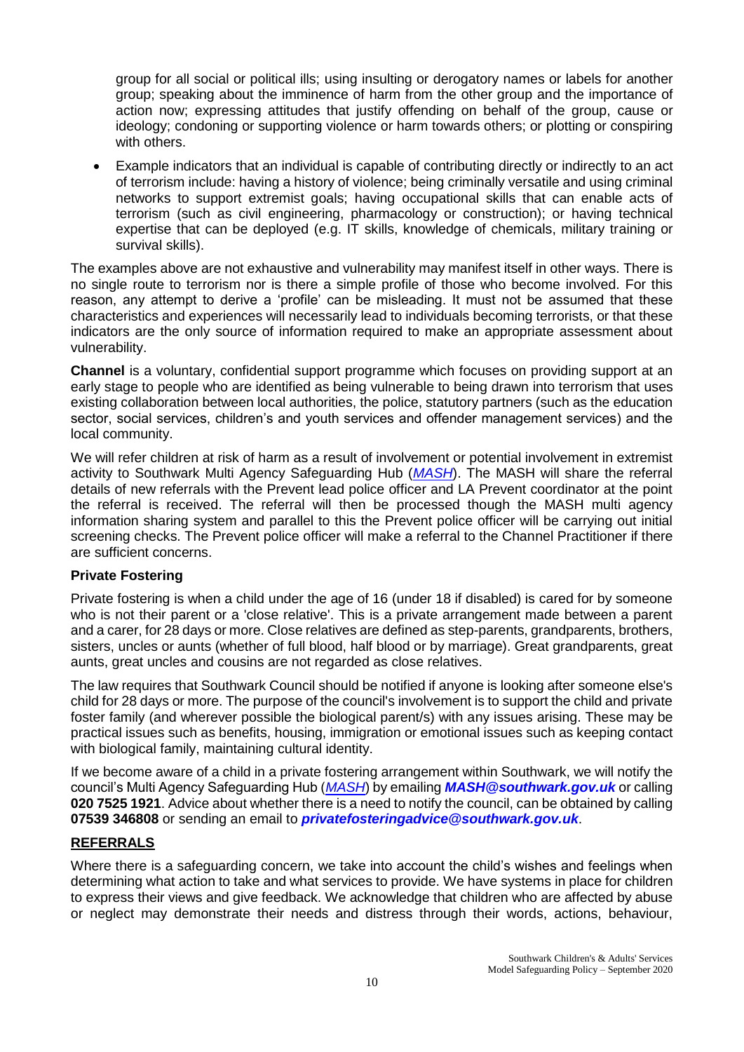group for all social or political ills; using insulting or derogatory names or labels for another group; speaking about the imminence of harm from the other group and the importance of action now; expressing attitudes that justify offending on behalf of the group, cause or ideology; condoning or supporting violence or harm towards others; or plotting or conspiring with others.

- Example indicators that an individual is capable of contributing directly or indirectly to an act of terrorism include: having a history of violence; being criminally versatile and using criminal networks to support extremist goals; having occupational skills that can enable acts of terrorism (such as civil engineering, pharmacology or construction); or having technical expertise that can be deployed (e.g. IT skills, knowledge of chemicals, military training or survival skills).

The examples above are not exhaustive and vulnerability may manifest itself in other ways. There is no single route to terrorism nor is there a simple profile of those who become involved. For this reason, any attempt to derive a 'profile' can be misleading. It must not be assumed that these characteristics and experiences will necessarily lead to individuals becoming terrorists, or that these indicators are the only source of information required to make an appropriate assessment about vulnerability.

**Channel** is a voluntary, confidential support programme which focuses on providing support at an early stage to people who are identified as being vulnerable to being drawn into terrorism that uses existing collaboration between local authorities, the police, statutory partners (such as the education sector, social services, children's and youth services and offender management services) and the local community.

We will refer children at risk of harm as a result of involvement or potential involvement in extremist activity to Southwark Multi Agency Safeguarding Hub (*MASH*). The MASH will share the referral details of new referrals with the Prevent lead police officer and LA Prevent coordinator at the point the referral is received. The referral will then be processed though the MASH multi agency information sharing system and parallel to this the Prevent police officer will be carrying out initial screening checks. The Prevent police officer will make a referral to the Channel Practitioner if there are sufficient concerns.

### Private Fostering

Private fostering is when a child under the age of 16 (under 18 if disabled) is cared for by someone who is not their parent or a 'close relative'. This is a private arrangement made between a parent and a carer, for 28 days or more. Close relatives are defined as step-parents, grandparents, brothers, sisters, uncles or aunts (whether of full blood, half blood or by marriage). Great grandparents, great aunts, great uncles and cousins are not regarded as close relatives.

The law requires that Southwark Council should be notified if anyone is looking after someone else's child for 28 days or more. The purpose of the council's involvement is to support the child and private foster family (and wherever possible the biological parent/s) with any issues arising. These may be practical issues such as benefits, housing, immigration or emotional issues such as keeping contact with biological family, maintaining cultural identity.

If we become aware of a child in a private fostering arrangement within Southwark, we will notify the council's Multi Agency Safeguarding Hub (*MASH*) by emailing ***MASH@southwark.gov.uk*** or calling **020 7525 1921**. Advice about whether there is a need to notify the council, can be obtained by calling **07539 346808** or sending an email to ***privatefosteringadvice@southwark.gov.uk***.

## REFERRALS

Where there is a safeguarding concern, we take into account the child's wishes and feelings when determining what action to take and what services to provide. We have systems in place for children to express their views and give feedback. We acknowledge that children who are affected by abuse or neglect may demonstrate their needs and distress through their words, actions, behaviour,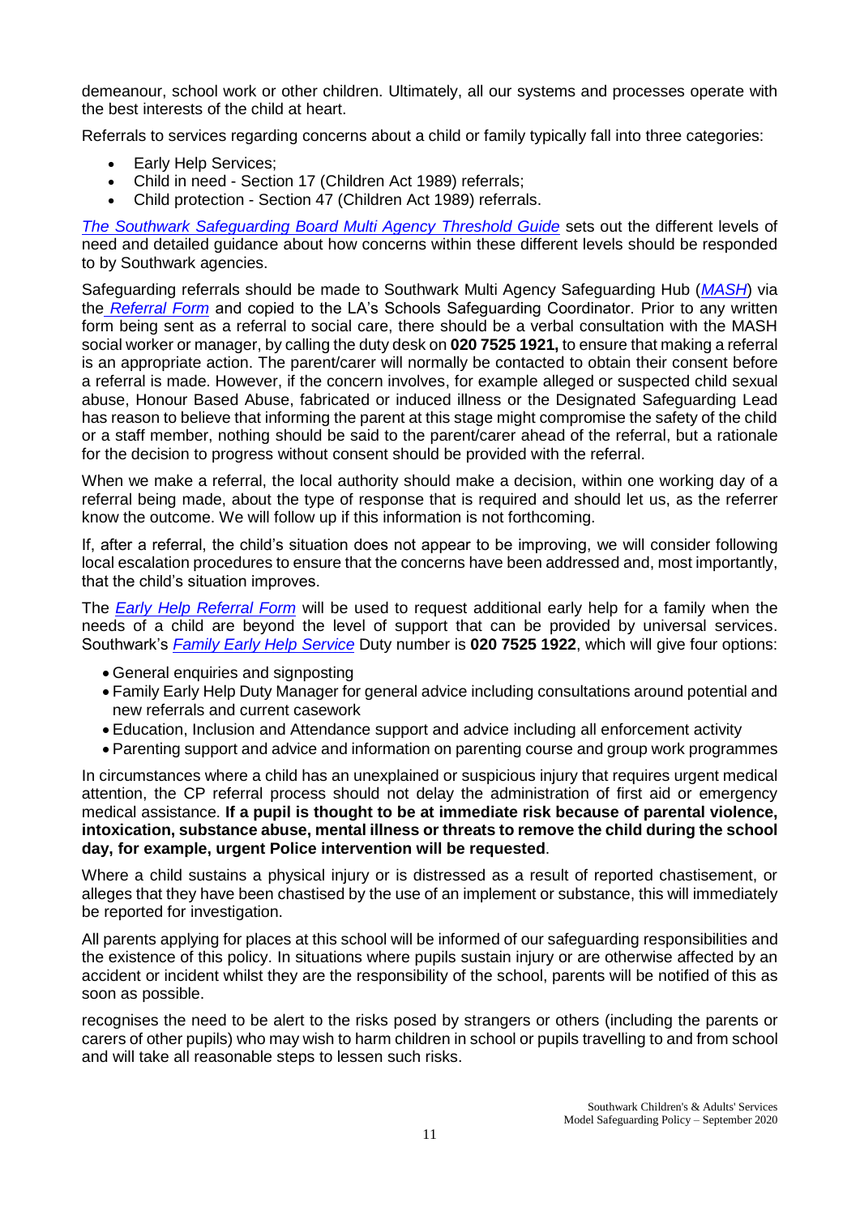demeanour, school work or other children. Ultimately, all our systems and processes operate with the best interests of the child at heart.

Referrals to services regarding concerns about a child or family typically fall into three categories:

- Early Help Services;
- Child in need - Section 17 (Children Act 1989) referrals;
- Child protection - Section 47 (Children Act 1989) referrals.

*The Southwark Safeguarding Board Multi Agency Threshold Guide* sets out the different levels of need and detailed guidance about how concerns within these different levels should be responded to by Southwark agencies.

Safeguarding referrals should be made to Southwark Multi Agency Safeguarding Hub (*MASH*) via the *Referral Form* and copied to the LA's Schools Safeguarding Coordinator. Prior to any written form being sent as a referral to social care, there should be a verbal consultation with the MASH social worker or manager, by calling the duty desk on **020 7525 1921,** to ensure that making a referral is an appropriate action. The parent/carer will normally be contacted to obtain their consent before a referral is made. However, if the concern involves, for example alleged or suspected child sexual abuse, Honour Based Abuse, fabricated or induced illness or the Designated Safeguarding Lead has reason to believe that informing the parent at this stage might compromise the safety of the child or a staff member, nothing should be said to the parent/carer ahead of the referral, but a rationale for the decision to progress without consent should be provided with the referral.

When we make a referral, the local authority should make a decision, within one working day of a referral being made, about the type of response that is required and should let us, as the referrer know the outcome. We will follow up if this information is not forthcoming.

If, after a referral, the child's situation does not appear to be improving, we will consider following local escalation procedures to ensure that the concerns have been addressed and, most importantly, that the child's situation improves.

The *Early Help Referral Form* will be used to request additional early help for a family when the needs of a child are beyond the level of support that can be provided by universal services. Southwark's *Family Early Help Service* Duty number is **020 7525 1922**, which will give four options:

- General enquiries and signposting
- Family Early Help Duty Manager for general advice including consultations around potential and new referrals and current casework
- Education, Inclusion and Attendance support and advice including all enforcement activity
- Parenting support and advice and information on parenting course and group work programmes

In circumstances where a child has an unexplained or suspicious injury that requires urgent medical attention, the CP referral process should not delay the administration of first aid or emergency medical assistance. **If a pupil is thought to be at immediate risk because of parental violence, intoxication, substance abuse, mental illness or threats to remove the child during the school day, for example, urgent Police intervention will be requested**.

Where a child sustains a physical injury or is distressed as a result of reported chastisement, or alleges that they have been chastised by the use of an implement or substance, this will immediately be reported for investigation.

All parents applying for places at this school will be informed of our safeguarding responsibilities and the existence of this policy. In situations where pupils sustain injury or are otherwise affected by an accident or incident whilst they are the responsibility of the school, parents will be notified of this as soon as possible.

recognises the need to be alert to the risks posed by strangers or others (including the parents or carers of other pupils) who may wish to harm children in school or pupils travelling to and from school and will take all reasonable steps to lessen such risks.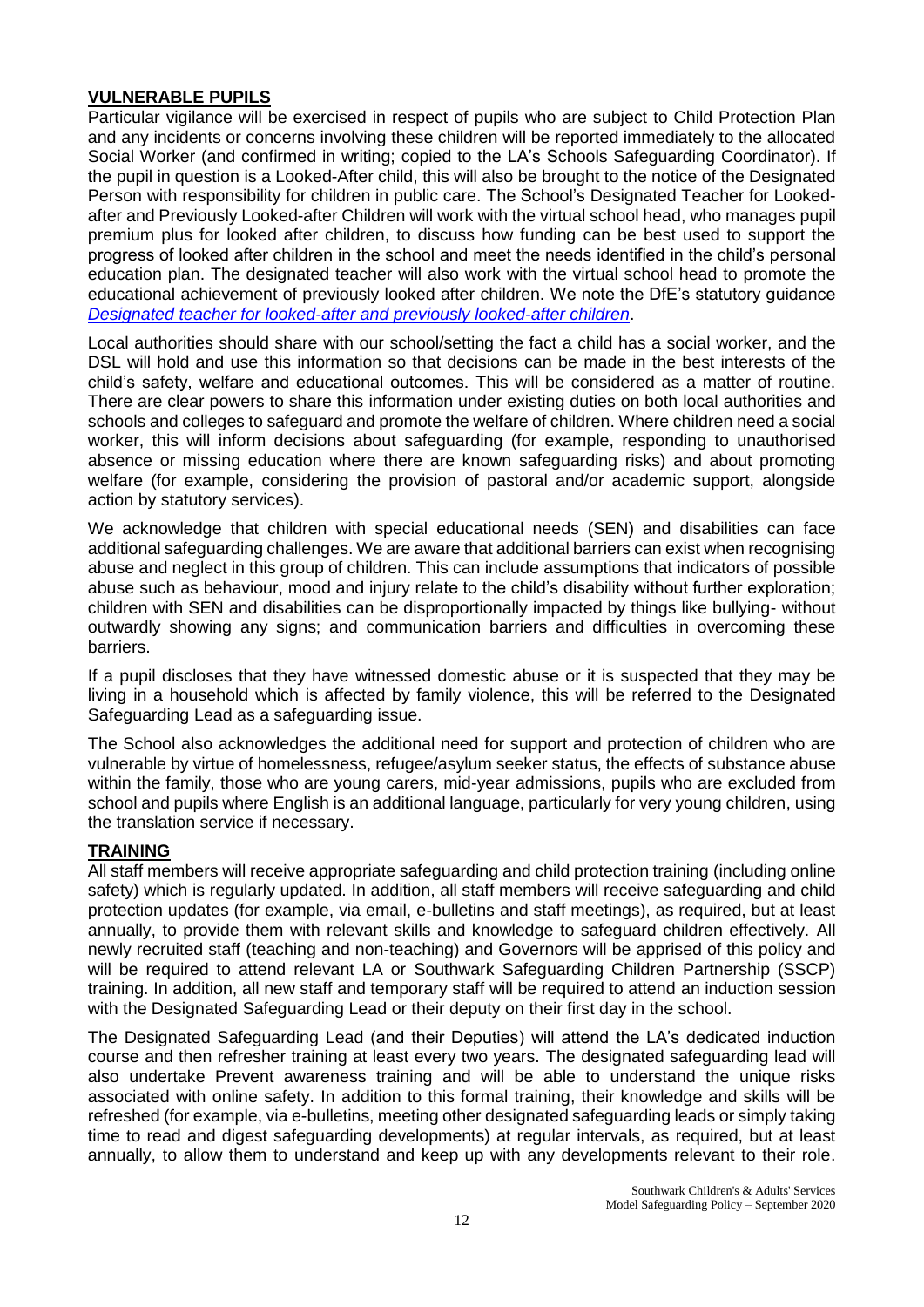## VULNERABLE PUPILS

Particular vigilance will be exercised in respect of pupils who are subject to Child Protection Plan and any incidents or concerns involving these children will be reported immediately to the allocated Social Worker (and confirmed in writing; copied to the LA's Schools Safeguarding Coordinator). If the pupil in question is a Looked-After child, this will also be brought to the notice of the Designated Person with responsibility for children in public care. The School's Designated Teacher for Looked-after and Previously Looked-after Children will work with the virtual school head, who manages pupil premium plus for looked after children, to discuss how funding can be best used to support the progress of looked after children in the school and meet the needs identified in the child's personal education plan. The designated teacher will also work with the virtual school head to promote the educational achievement of previously looked after children. We note the DfE's statutory guidance *Designated teacher for looked-after and previously looked-after children*.

Local authorities should share with our school/setting the fact a child has a social worker, and the DSL will hold and use this information so that decisions can be made in the best interests of the child's safety, welfare and educational outcomes. This will be considered as a matter of routine. There are clear powers to share this information under existing duties on both local authorities and schools and colleges to safeguard and promote the welfare of children. Where children need a social worker, this will inform decisions about safeguarding (for example, responding to unauthorised absence or missing education where there are known safeguarding risks) and about promoting welfare (for example, considering the provision of pastoral and/or academic support, alongside action by statutory services).

We acknowledge that children with special educational needs (SEN) and disabilities can face additional safeguarding challenges. We are aware that additional barriers can exist when recognising abuse and neglect in this group of children. This can include assumptions that indicators of possible abuse such as behaviour, mood and injury relate to the child's disability without further exploration; children with SEN and disabilities can be disproportionally impacted by things like bullying- without outwardly showing any signs; and communication barriers and difficulties in overcoming these barriers.

If a pupil discloses that they have witnessed domestic abuse or it is suspected that they may be living in a household which is affected by family violence, this will be referred to the Designated Safeguarding Lead as a safeguarding issue.

The School also acknowledges the additional need for support and protection of children who are vulnerable by virtue of homelessness, refugee/asylum seeker status, the effects of substance abuse within the family, those who are young carers, mid-year admissions, pupils who are excluded from school and pupils where English is an additional language, particularly for very young children, using the translation service if necessary.

## TRAINING

All staff members will receive appropriate safeguarding and child protection training (including online safety) which is regularly updated. In addition, all staff members will receive safeguarding and child protection updates (for example, via email, e-bulletins and staff meetings), as required, but at least annually, to provide them with relevant skills and knowledge to safeguard children effectively. All newly recruited staff (teaching and non-teaching) and Governors will be apprised of this policy and will be required to attend relevant LA or Southwark Safeguarding Children Partnership (SSCP) training. In addition, all new staff and temporary staff will be required to attend an induction session with the Designated Safeguarding Lead or their deputy on their first day in the school.

The Designated Safeguarding Lead (and their Deputies) will attend the LA's dedicated induction course and then refresher training at least every two years. The designated safeguarding lead will also undertake Prevent awareness training and will be able to understand the unique risks associated with online safety. In addition to this formal training, their knowledge and skills will be refreshed (for example, via e-bulletins, meeting other designated safeguarding leads or simply taking time to read and digest safeguarding developments) at regular intervals, as required, but at least annually, to allow them to understand and keep up with any developments relevant to their role.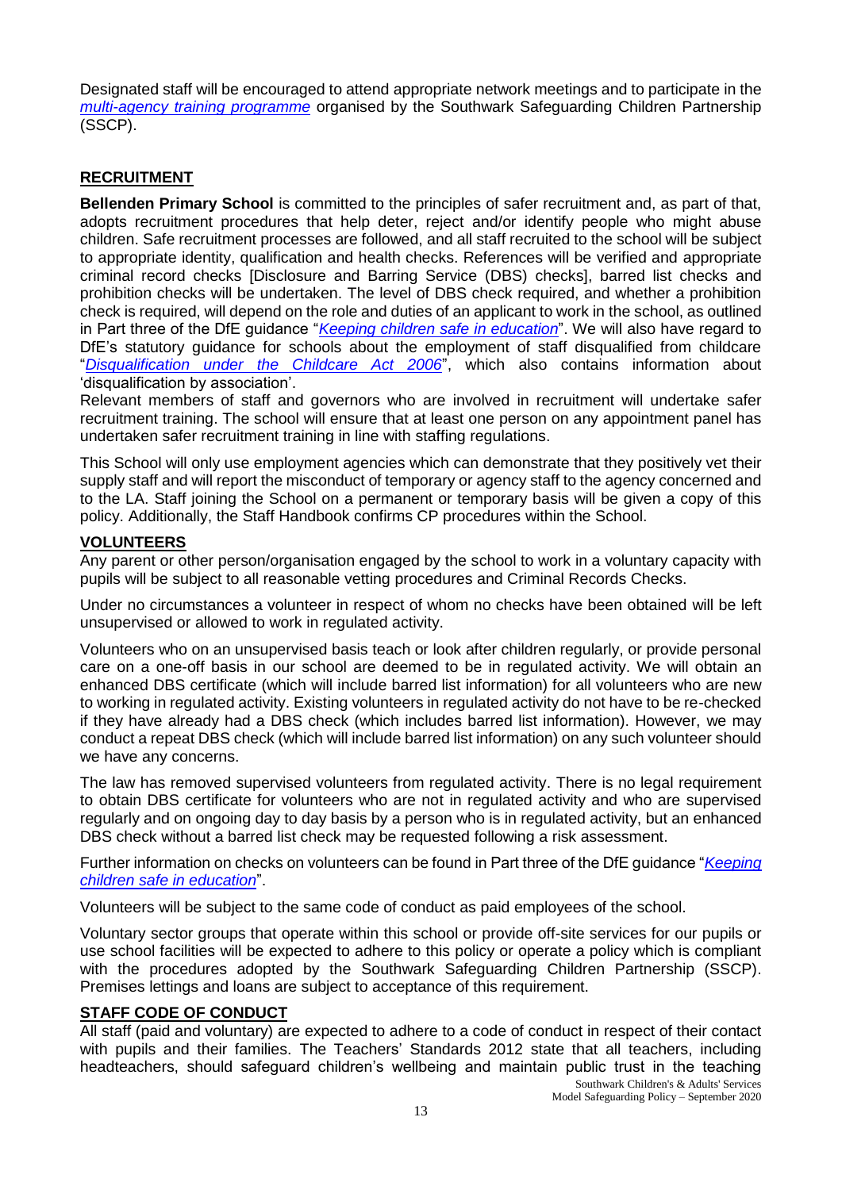Designated staff will be encouraged to attend appropriate network meetings and to participate in the *multi-agency training programme* organised by the Southwark Safeguarding Children Partnership (SSCP).

## RECRUITMENT

**Bellenden Primary School** is committed to the principles of safer recruitment and, as part of that, adopts recruitment procedures that help deter, reject and/or identify people who might abuse children. Safe recruitment processes are followed, and all staff recruited to the school will be subject to appropriate identity, qualification and health checks. References will be verified and appropriate criminal record checks [Disclosure and Barring Service (DBS) checks], barred list checks and prohibition checks will be undertaken. The level of DBS check required, and whether a prohibition check is required, will depend on the role and duties of an applicant to work in the school, as outlined in Part three of the DfE guidance "*Keeping children safe in education*". We will also have regard to DfE's statutory guidance for schools about the employment of staff disqualified from childcare "*Disqualification under the Childcare Act 2006*", which also contains information about 'disqualification by association'.

Relevant members of staff and governors who are involved in recruitment will undertake safer recruitment training. The school will ensure that at least one person on any appointment panel has undertaken safer recruitment training in line with staffing regulations.

This School will only use employment agencies which can demonstrate that they positively vet their supply staff and will report the misconduct of temporary or agency staff to the agency concerned and to the LA. Staff joining the School on a permanent or temporary basis will be given a copy of this policy. Additionally, the Staff Handbook confirms CP procedures within the School.

## VOLUNTEERS

Any parent or other person/organisation engaged by the school to work in a voluntary capacity with pupils will be subject to all reasonable vetting procedures and Criminal Records Checks.

Under no circumstances a volunteer in respect of whom no checks have been obtained will be left unsupervised or allowed to work in regulated activity.

Volunteers who on an unsupervised basis teach or look after children regularly, or provide personal care on a one-off basis in our school are deemed to be in regulated activity. We will obtain an enhanced DBS certificate (which will include barred list information) for all volunteers who are new to working in regulated activity. Existing volunteers in regulated activity do not have to be re-checked if they have already had a DBS check (which includes barred list information). However, we may conduct a repeat DBS check (which will include barred list information) on any such volunteer should we have any concerns.

The law has removed supervised volunteers from regulated activity. There is no legal requirement to obtain DBS certificate for volunteers who are not in regulated activity and who are supervised regularly and on ongoing day to day basis by a person who is in regulated activity, but an enhanced DBS check without a barred list check may be requested following a risk assessment.

Further information on checks on volunteers can be found in Part three of the DfE guidance "*Keeping children safe in education*".

Volunteers will be subject to the same code of conduct as paid employees of the school.

Voluntary sector groups that operate within this school or provide off-site services for our pupils or use school facilities will be expected to adhere to this policy or operate a policy which is compliant with the procedures adopted by the Southwark Safeguarding Children Partnership (SSCP). Premises lettings and loans are subject to acceptance of this requirement.

## STAFF CODE OF CONDUCT

All staff (paid and voluntary) are expected to adhere to a code of conduct in respect of their contact with pupils and their families. The Teachers' Standards 2012 state that all teachers, including headteachers, should safeguard children's wellbeing and maintain public trust in the teaching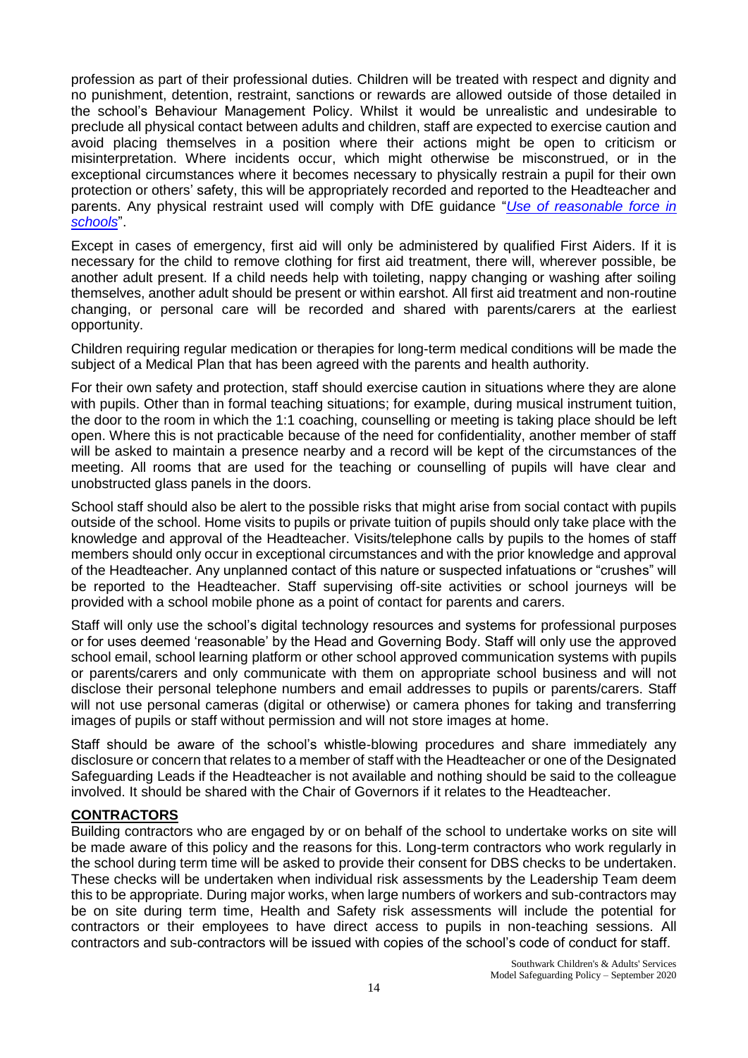profession as part of their professional duties. Children will be treated with respect and dignity and no punishment, detention, restraint, sanctions or rewards are allowed outside of those detailed in the school's Behaviour Management Policy. Whilst it would be unrealistic and undesirable to preclude all physical contact between adults and children, staff are expected to exercise caution and avoid placing themselves in a position where their actions might be open to criticism or misinterpretation. Where incidents occur, which might otherwise be misconstrued, or in the exceptional circumstances where it becomes necessary to physically restrain a pupil for their own protection or others' safety, this will be appropriately recorded and reported to the Headteacher and parents. Any physical restraint used will comply with DfE guidance "*Use of reasonable force in schools*".

Except in cases of emergency, first aid will only be administered by qualified First Aiders. If it is necessary for the child to remove clothing for first aid treatment, there will, wherever possible, be another adult present. If a child needs help with toileting, nappy changing or washing after soiling themselves, another adult should be present or within earshot. All first aid treatment and non-routine changing, or personal care will be recorded and shared with parents/carers at the earliest opportunity.

Children requiring regular medication or therapies for long-term medical conditions will be made the subject of a Medical Plan that has been agreed with the parents and health authority.

For their own safety and protection, staff should exercise caution in situations where they are alone with pupils. Other than in formal teaching situations; for example, during musical instrument tuition, the door to the room in which the 1:1 coaching, counselling or meeting is taking place should be left open. Where this is not practicable because of the need for confidentiality, another member of staff will be asked to maintain a presence nearby and a record will be kept of the circumstances of the meeting. All rooms that are used for the teaching or counselling of pupils will have clear and unobstructed glass panels in the doors.

School staff should also be alert to the possible risks that might arise from social contact with pupils outside of the school. Home visits to pupils or private tuition of pupils should only take place with the knowledge and approval of the Headteacher. Visits/telephone calls by pupils to the homes of staff members should only occur in exceptional circumstances and with the prior knowledge and approval of the Headteacher. Any unplanned contact of this nature or suspected infatuations or "crushes" will be reported to the Headteacher. Staff supervising off-site activities or school journeys will be provided with a school mobile phone as a point of contact for parents and carers.

Staff will only use the school's digital technology resources and systems for professional purposes or for uses deemed 'reasonable' by the Head and Governing Body. Staff will only use the approved school email, school learning platform or other school approved communication systems with pupils or parents/carers and only communicate with them on appropriate school business and will not disclose their personal telephone numbers and email addresses to pupils or parents/carers. Staff will not use personal cameras (digital or otherwise) or camera phones for taking and transferring images of pupils or staff without permission and will not store images at home.

Staff should be aware of the school's whistle-blowing procedures and share immediately any disclosure or concern that relates to a member of staff with the Headteacher or one of the Designated Safeguarding Leads if the Headteacher is not available and nothing should be said to the colleague involved. It should be shared with the Chair of Governors if it relates to the Headteacher.

## CONTRACTORS

Building contractors who are engaged by or on behalf of the school to undertake works on site will be made aware of this policy and the reasons for this. Long-term contractors who work regularly in the school during term time will be asked to provide their consent for DBS checks to be undertaken. These checks will be undertaken when individual risk assessments by the Leadership Team deem this to be appropriate. During major works, when large numbers of workers and sub-contractors may be on site during term time, Health and Safety risk assessments will include the potential for contractors or their employees to have direct access to pupils in non-teaching sessions. All contractors and sub-contractors will be issued with copies of the school's code of conduct for staff.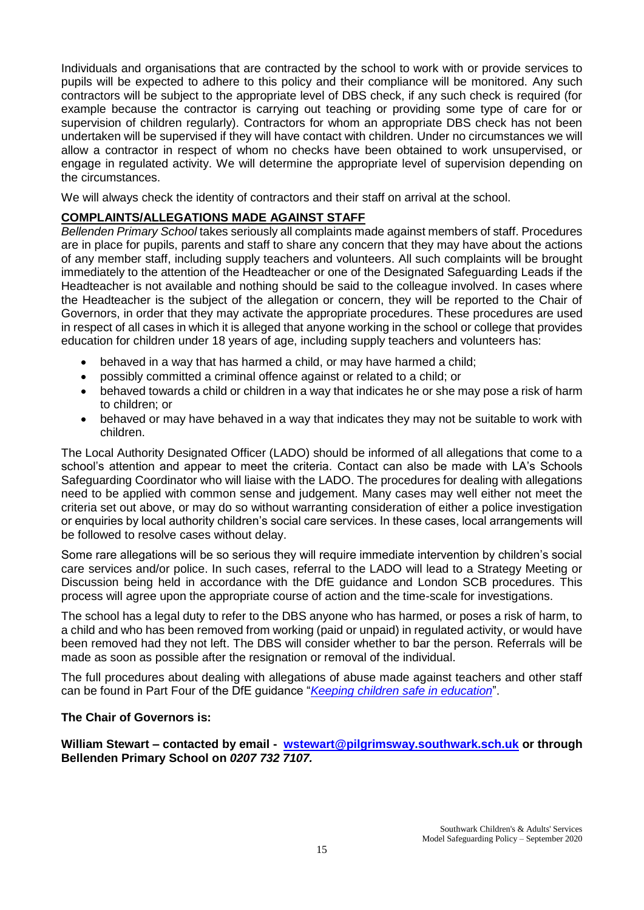Individuals and organisations that are contracted by the school to work with or provide services to pupils will be expected to adhere to this policy and their compliance will be monitored. Any such contractors will be subject to the appropriate level of DBS check, if any such check is required (for example because the contractor is carrying out teaching or providing some type of care for or supervision of children regularly). Contractors for whom an appropriate DBS check has not been undertaken will be supervised if they will have contact with children. Under no circumstances we will allow a contractor in respect of whom no checks have been obtained to work unsupervised, or engage in regulated activity. We will determine the appropriate level of supervision depending on the circumstances.

We will always check the identity of contractors and their staff on arrival at the school.

## COMPLAINTS/ALLEGATIONS MADE AGAINST STAFF

*Bellenden Primary School* takes seriously all complaints made against members of staff. Procedures are in place for pupils, parents and staff to share any concern that they may have about the actions of any member staff, including supply teachers and volunteers. All such complaints will be brought immediately to the attention of the Headteacher or one of the Designated Safeguarding Leads if the Headteacher is not available and nothing should be said to the colleague involved. In cases where the Headteacher is the subject of the allegation or concern, they will be reported to the Chair of Governors, in order that they may activate the appropriate procedures. These procedures are used in respect of all cases in which it is alleged that anyone working in the school or college that provides education for children under 18 years of age, including supply teachers and volunteers has:

- behaved in a way that has harmed a child, or may have harmed a child;
- possibly committed a criminal offence against or related to a child; or
- behaved towards a child or children in a way that indicates he or she may pose a risk of harm to children; or
- behaved or may have behaved in a way that indicates they may not be suitable to work with children.

The Local Authority Designated Officer (LADO) should be informed of all allegations that come to a school's attention and appear to meet the criteria. Contact can also be made with LA's Schools Safeguarding Coordinator who will liaise with the LADO. The procedures for dealing with allegations need to be applied with common sense and judgement. Many cases may well either not meet the criteria set out above, or may do so without warranting consideration of either a police investigation or enquiries by local authority children's social care services. In these cases, local arrangements will be followed to resolve cases without delay.

Some rare allegations will be so serious they will require immediate intervention by children's social care services and/or police. In such cases, referral to the LADO will lead to a Strategy Meeting or Discussion being held in accordance with the DfE guidance and London SCB procedures. This process will agree upon the appropriate course of action and the time-scale for investigations.

The school has a legal duty to refer to the DBS anyone who has harmed, or poses a risk of harm, to a child and who has been removed from working (paid or unpaid) in regulated activity, or would have been removed had they not left. The DBS will consider whether to bar the person. Referrals will be made as soon as possible after the resignation or removal of the individual.

The full procedures about dealing with allegations of abuse made against teachers and other staff can be found in Part Four of the DfE guidance "*Keeping children safe in education*".

**The Chair of Governors is:**

**William Stewart – contacted by email - wstewart@pilgrimsway.southwark.sch.uk or through Bellenden Primary School on *0207 732 7107.***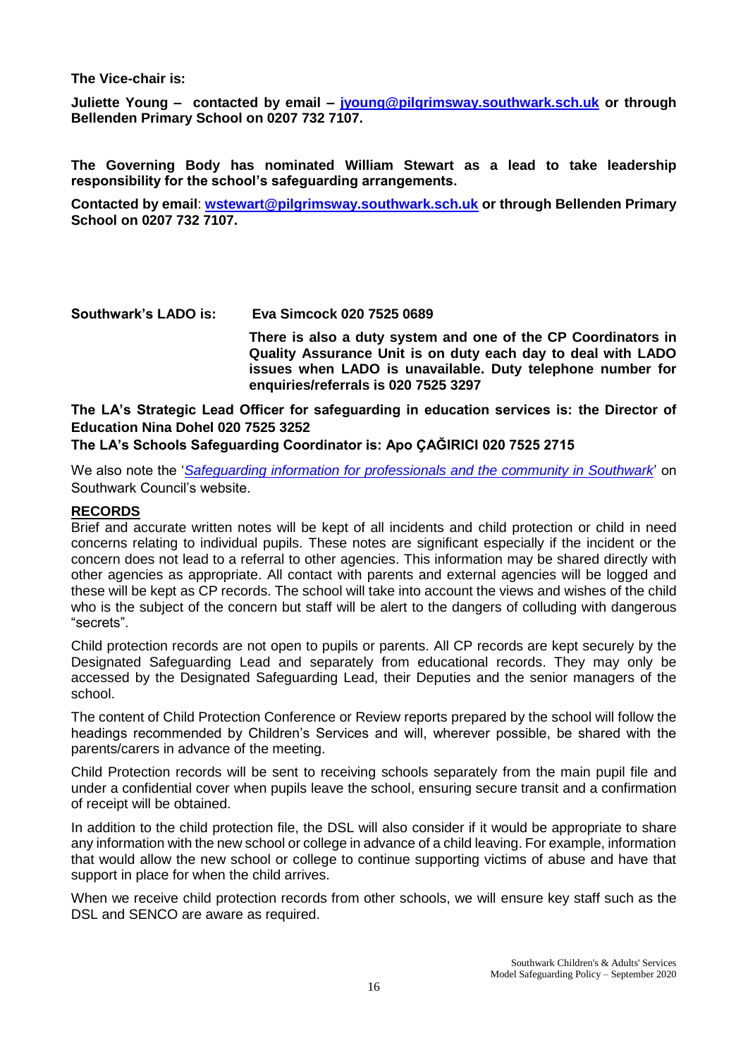**The Vice-chair is:**

**Juliette Young – contacted by email – [jyoung@pilgrimsway.southwark.sch.uk](mailto:jyoung@pilgrimsway.southwark.sch.uk) or through Bellenden Primary School on 0207 732 7107.**

**The Governing Body has nominated William Stewart as a lead to take leadership responsibility for the school's safeguarding arrangements.**

**Contacted by email**: **[wstewart@pilgrimsway.southwark.sch.uk](mailto:wstewart@pilgrimsway.southwark.sch.uk) or through Bellenden Primary School on 0207 732 7107.**

**Southwark's LADO is: Eva Simcock 020 7525 0689**

**There is also a duty system and one of the CP Coordinators in Quality Assurance Unit is on duty each day to deal with LADO issues when LADO is unavailable. Duty telephone number for enquiries/referrals is 020 7525 3297**

**The LA's Strategic Lead Officer for safeguarding in education services is: the Director of Education Nina Dohel 020 7525 3252**

**The LA's Schools Safeguarding Coordinator is: Apo ÇAĞIRICI 020 7525 2715**

We also note the '*Safeguarding information for professionals and the community in Southwark*' on Southwark Council's website.

**RECORDS**

Brief and accurate written notes will be kept of all incidents and child protection or child in need concerns relating to individual pupils. These notes are significant especially if the incident or the concern does not lead to a referral to other agencies. This information may be shared directly with other agencies as appropriate. All contact with parents and external agencies will be logged and these will be kept as CP records. The school will take into account the views and wishes of the child who is the subject of the concern but staff will be alert to the dangers of colluding with dangerous "secrets".

Child protection records are not open to pupils or parents. All CP records are kept securely by the Designated Safeguarding Lead and separately from educational records. They may only be accessed by the Designated Safeguarding Lead, their Deputies and the senior managers of the school.

The content of Child Protection Conference or Review reports prepared by the school will follow the headings recommended by Children's Services and will, wherever possible, be shared with the parents/carers in advance of the meeting.

Child Protection records will be sent to receiving schools separately from the main pupil file and under a confidential cover when pupils leave the school, ensuring secure transit and a confirmation of receipt will be obtained.

In addition to the child protection file, the DSL will also consider if it would be appropriate to share any information with the new school or college in advance of a child leaving. For example, information that would allow the new school or college to continue supporting victims of abuse and have that support in place for when the child arrives.

When we receive child protection records from other schools, we will ensure key staff such as the DSL and SENCO are aware as required.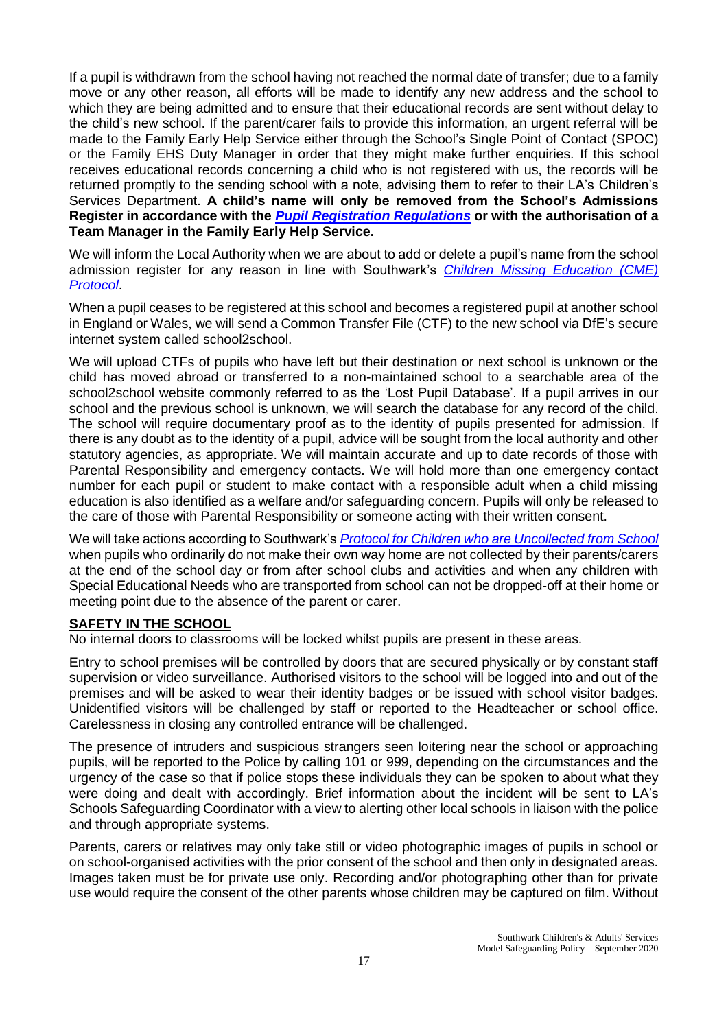If a pupil is withdrawn from the school having not reached the normal date of transfer; due to a family move or any other reason, all efforts will be made to identify any new address and the school to which they are being admitted and to ensure that their educational records are sent without delay to the child's new school. If the parent/carer fails to provide this information, an urgent referral will be made to the Family Early Help Service either through the School's Single Point of Contact (SPOC) or the Family EHS Duty Manager in order that they might make further enquiries. If this school receives educational records concerning a child who is not registered with us, the records will be returned promptly to the sending school with a note, advising them to refer to their LA's Children's Services Department. **A child's name will only be removed from the School's Admissions Register in accordance with the *Pupil Registration Regulations* or with the authorisation of a Team Manager in the Family Early Help Service.**

We will inform the Local Authority when we are about to add or delete a pupil's name from the school admission register for any reason in line with Southwark's *Children Missing Education (CME) Protocol*.

When a pupil ceases to be registered at this school and becomes a registered pupil at another school in England or Wales, we will send a Common Transfer File (CTF) to the new school via DfE's secure internet system called school2school.

We will upload CTFs of pupils who have left but their destination or next school is unknown or the child has moved abroad or transferred to a non-maintained school to a searchable area of the school2school website commonly referred to as the 'Lost Pupil Database'. If a pupil arrives in our school and the previous school is unknown, we will search the database for any record of the child. The school will require documentary proof as to the identity of pupils presented for admission. If there is any doubt as to the identity of a pupil, advice will be sought from the local authority and other statutory agencies, as appropriate. We will maintain accurate and up to date records of those with Parental Responsibility and emergency contacts. We will hold more than one emergency contact number for each pupil or student to make contact with a responsible adult when a child missing education is also identified as a welfare and/or safeguarding concern. Pupils will only be released to the care of those with Parental Responsibility or someone acting with their written consent.

We will take actions according to Southwark's *Protocol for Children who are Uncollected from School* when pupils who ordinarily do not make their own way home are not collected by their parents/carers at the end of the school day or from after school clubs and activities and when any children with Special Educational Needs who are transported from school can not be dropped-off at their home or meeting point due to the absence of the parent or carer.

## SAFETY IN THE SCHOOL

No internal doors to classrooms will be locked whilst pupils are present in these areas.

Entry to school premises will be controlled by doors that are secured physically or by constant staff supervision or video surveillance. Authorised visitors to the school will be logged into and out of the premises and will be asked to wear their identity badges or be issued with school visitor badges. Unidentified visitors will be challenged by staff or reported to the Headteacher or school office. Carelessness in closing any controlled entrance will be challenged.

The presence of intruders and suspicious strangers seen loitering near the school or approaching pupils, will be reported to the Police by calling 101 or 999, depending on the circumstances and the urgency of the case so that if police stops these individuals they can be spoken to about what they were doing and dealt with accordingly. Brief information about the incident will be sent to LA's Schools Safeguarding Coordinator with a view to alerting other local schools in liaison with the police and through appropriate systems.

Parents, carers or relatives may only take still or video photographic images of pupils in school or on school-organised activities with the prior consent of the school and then only in designated areas. Images taken must be for private use only. Recording and/or photographing other than for private use would require the consent of the other parents whose children may be captured on film. Without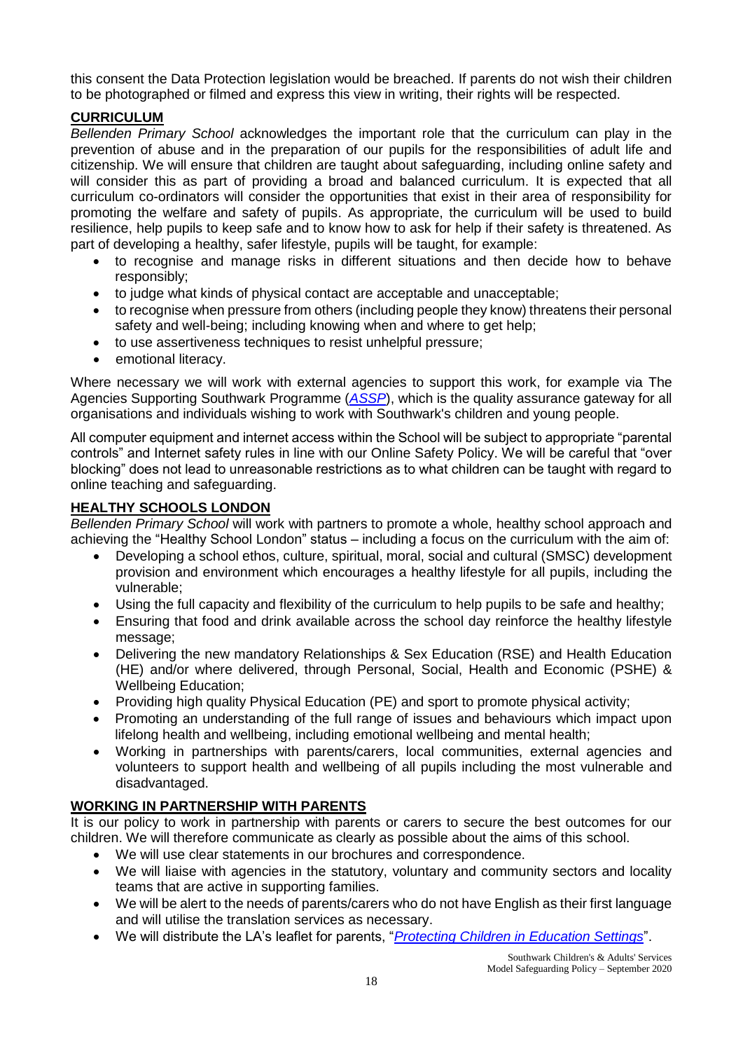this consent the Data Protection legislation would be breached. If parents do not wish their children to be photographed or filmed and express this view in writing, their rights will be respected.

## CURRICULUM

*Bellenden Primary School* acknowledges the important role that the curriculum can play in the prevention of abuse and in the preparation of our pupils for the responsibilities of adult life and citizenship. We will ensure that children are taught about safeguarding, including online safety and will consider this as part of providing a broad and balanced curriculum. It is expected that all curriculum co-ordinators will consider the opportunities that exist in their area of responsibility for promoting the welfare and safety of pupils. As appropriate, the curriculum will be used to build resilience, help pupils to keep safe and to know how to ask for help if their safety is threatened. As part of developing a healthy, safer lifestyle, pupils will be taught, for example:

- to recognise and manage risks in different situations and then decide how to behave responsibly;
- to judge what kinds of physical contact are acceptable and unacceptable;
- to recognise when pressure from others (including people they know) threatens their personal safety and well-being; including knowing when and where to get help;
- to use assertiveness techniques to resist unhelpful pressure;
- emotional literacy.

Where necessary we will work with external agencies to support this work, for example via The Agencies Supporting Southwark Programme (*ASSP*), which is the quality assurance gateway for all organisations and individuals wishing to work with Southwark's children and young people.

All computer equipment and internet access within the School will be subject to appropriate "parental controls" and Internet safety rules in line with our Online Safety Policy. We will be careful that "over blocking" does not lead to unreasonable restrictions as to what children can be taught with regard to online teaching and safeguarding.

## HEALTHY SCHOOLS LONDON

*Bellenden Primary School* will work with partners to promote a whole, healthy school approach and achieving the "Healthy School London" status – including a focus on the curriculum with the aim of:

- Developing a school ethos, culture, spiritual, moral, social and cultural (SMSC) development provision and environment which encourages a healthy lifestyle for all pupils, including the vulnerable;
- Using the full capacity and flexibility of the curriculum to help pupils to be safe and healthy;
- Ensuring that food and drink available across the school day reinforce the healthy lifestyle message;
- Delivering the new mandatory Relationships & Sex Education (RSE) and Health Education (HE) and/or where delivered, through Personal, Social, Health and Economic (PSHE) & Wellbeing Education;
- Providing high quality Physical Education (PE) and sport to promote physical activity;
- Promoting an understanding of the full range of issues and behaviours which impact upon lifelong health and wellbeing, including emotional wellbeing and mental health;
- Working in partnerships with parents/carers, local communities, external agencies and volunteers to support health and wellbeing of all pupils including the most vulnerable and disadvantaged.

## WORKING IN PARTNERSHIP WITH PARENTS

It is our policy to work in partnership with parents or carers to secure the best outcomes for our children. We will therefore communicate as clearly as possible about the aims of this school.

- We will use clear statements in our brochures and correspondence.
- We will liaise with agencies in the statutory, voluntary and community sectors and locality teams that are active in supporting families.
- We will be alert to the needs of parents/carers who do not have English as their first language and will utilise the translation services as necessary.
- We will distribute the LA's leaflet for parents, "*Protecting Children in Education Settings*".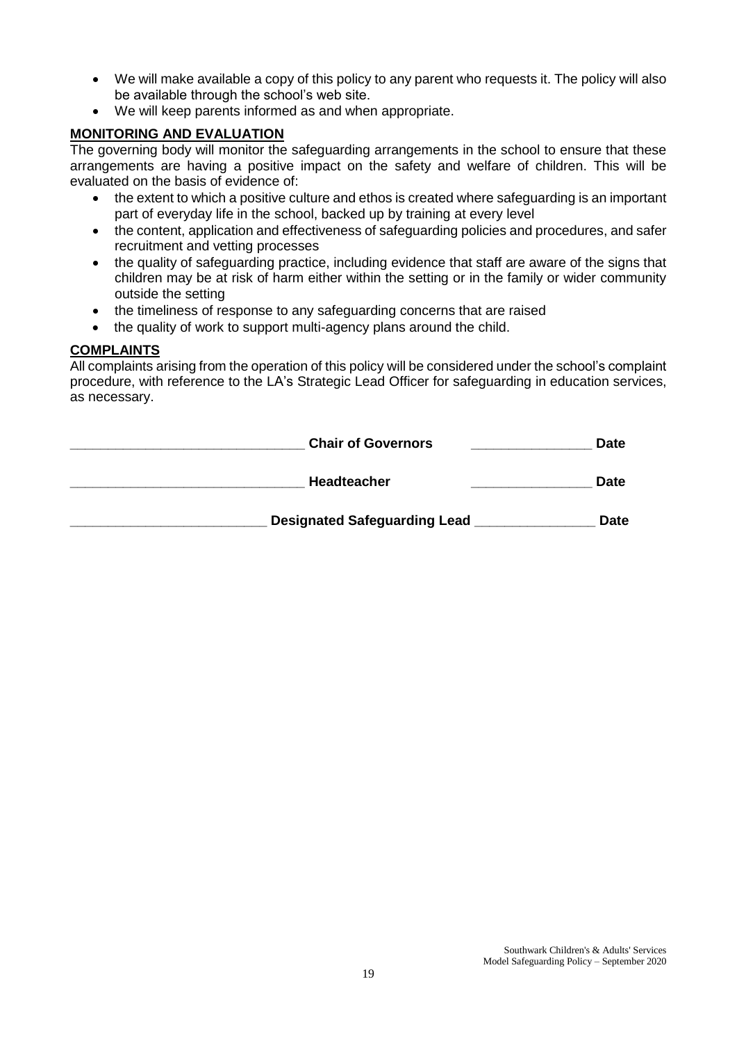- We will make available a copy of this policy to any parent who requests it. The policy will also be available through the school's web site.
- We will keep parents informed as and when appropriate.

## MONITORING AND EVALUATION

The governing body will monitor the safeguarding arrangements in the school to ensure that these arrangements are having a positive impact on the safety and welfare of children. This will be evaluated on the basis of evidence of:

- the extent to which a positive culture and ethos is created where safeguarding is an important part of everyday life in the school, backed up by training at every level
- the content, application and effectiveness of safeguarding policies and procedures, and safer recruitment and vetting processes
- the quality of safeguarding practice, including evidence that staff are aware of the signs that children may be at risk of harm either within the setting or in the family or wider community outside the setting
- the timeliness of response to any safeguarding concerns that are raised
- the quality of work to support multi-agency plans around the child.

## COMPLAINTS

All complaints arising from the operation of this policy will be considered under the school's complaint procedure, with reference to the LA's Strategic Lead Officer for safeguarding in education services, as necessary.

_______________________________ **Chair of Governors** ________________ **Date**

_______________________________ **Headteacher** ________________ **Date**

__________________________ **Designated Safeguarding Lead** ________________ **Date**